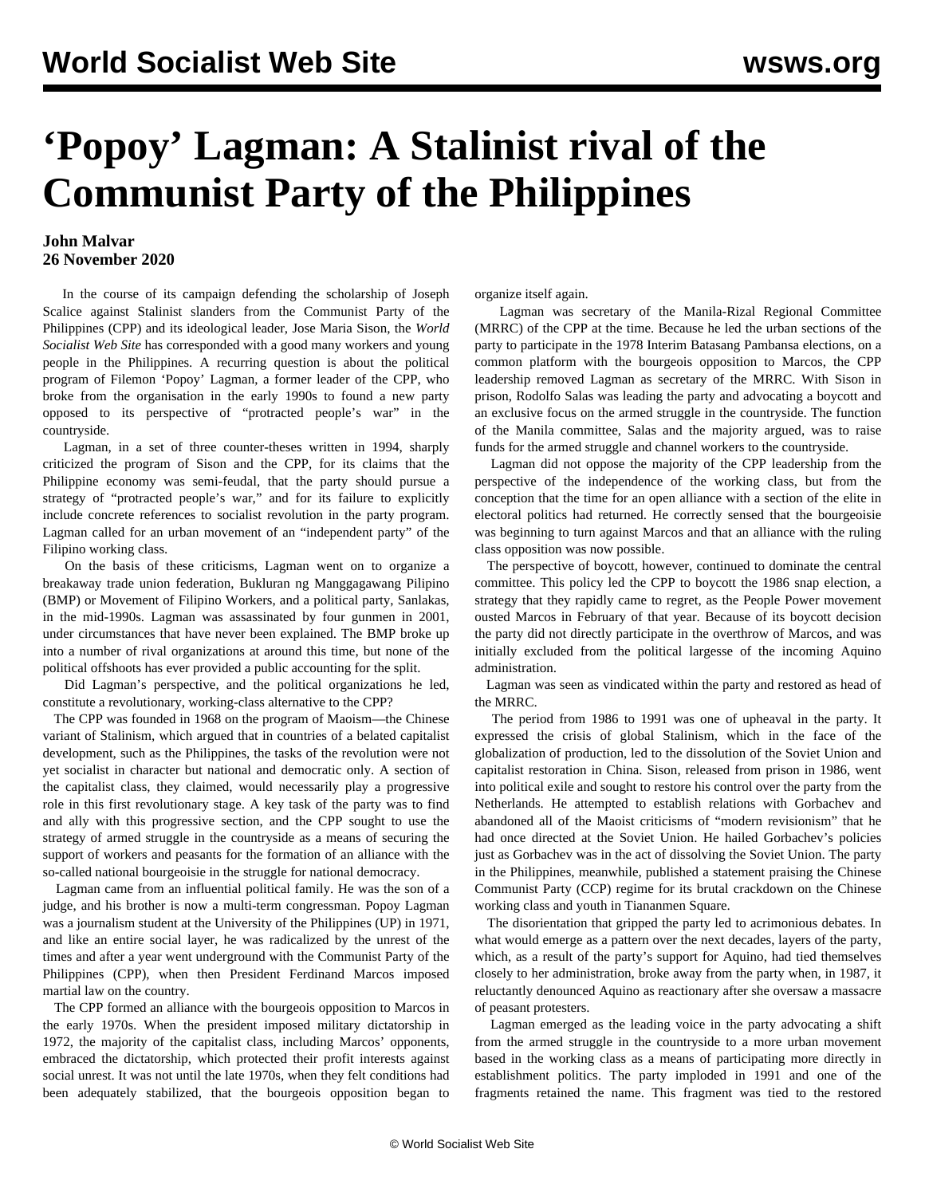# 'Popoy' Lagman: A Stalinist rival of the Communist Party of the Philippines

**John Malvar**
**26 November 2020**

In the course of its campaign defending the scholarship of Joseph Scalice against Stalinist slanders from the Communist Party of the Philippines (CPP) and its ideological leader, Jose Maria Sison, the *World Socialist Web Site* has corresponded with a good many workers and young people in the Philippines. A recurring question is about the political program of Filemon 'Popoy' Lagman, a former leader of the CPP, who broke from the organisation in the early 1990s to found a new party opposed to its perspective of "protracted people's war" in the countryside.

Lagman, in a set of three counter-theses written in 1994, sharply criticized the program of Sison and the CPP, for its claims that the Philippine economy was semi-feudal, that the party should pursue a strategy of "protracted people's war," and for its failure to explicitly include concrete references to socialist revolution in the party program. Lagman called for an urban movement of an "independent party" of the Filipino working class.

On the basis of these criticisms, Lagman went on to organize a breakaway trade union federation, Bukluran ng Manggagawang Pilipino (BMP) or Movement of Filipino Workers, and a political party, Sanlakas, in the mid-1990s. Lagman was assassinated by four gunmen in 2001, under circumstances that have never been explained. The BMP broke up into a number of rival organizations at around this time, but none of the political offshoots has ever provided a public accounting for the split.

Did Lagman's perspective, and the political organizations he led, constitute a revolutionary, working-class alternative to the CPP?

The CPP was founded in 1968 on the program of Maoism—the Chinese variant of Stalinism, which argued that in countries of a belated capitalist development, such as the Philippines, the tasks of the revolution were not yet socialist in character but national and democratic only. A section of the capitalist class, they claimed, would necessarily play a progressive role in this first revolutionary stage. A key task of the party was to find and ally with this progressive section, and the CPP sought to use the strategy of armed struggle in the countryside as a means of securing the support of workers and peasants for the formation of an alliance with the so-called national bourgeoisie in the struggle for national democracy.

Lagman came from an influential political family. He was the son of a judge, and his brother is now a multi-term congressman. Popoy Lagman was a journalism student at the University of the Philippines (UP) in 1971, and like an entire social layer, he was radicalized by the unrest of the times and after a year went underground with the Communist Party of the Philippines (CPP), when then President Ferdinand Marcos imposed martial law on the country.

The CPP formed an alliance with the bourgeois opposition to Marcos in the early 1970s. When the president imposed military dictatorship in 1972, the majority of the capitalist class, including Marcos' opponents, embraced the dictatorship, which protected their profit interests against social unrest. It was not until the late 1970s, when they felt conditions had been adequately stabilized, that the bourgeois opposition began to organize itself again.

Lagman was secretary of the Manila-Rizal Regional Committee (MRRC) of the CPP at the time. Because he led the urban sections of the party to participate in the 1978 Interim Batasang Pambansa elections, on a common platform with the bourgeois opposition to Marcos, the CPP leadership removed Lagman as secretary of the MRRC. With Sison in prison, Rodolfo Salas was leading the party and advocating a boycott and an exclusive focus on the armed struggle in the countryside. The function of the Manila committee, Salas and the majority argued, was to raise funds for the armed struggle and channel workers to the countryside.

Lagman did not oppose the majority of the CPP leadership from the perspective of the independence of the working class, but from the conception that the time for an open alliance with a section of the elite in electoral politics had returned. He correctly sensed that the bourgeoisie was beginning to turn against Marcos and that an alliance with the ruling class opposition was now possible.

The perspective of boycott, however, continued to dominate the central committee. This policy led the CPP to boycott the 1986 snap election, a strategy that they rapidly came to regret, as the People Power movement ousted Marcos in February of that year. Because of its boycott decision the party did not directly participate in the overthrow of Marcos, and was initially excluded from the political largesse of the incoming Aquino administration.

Lagman was seen as vindicated within the party and restored as head of the MRRC.

The period from 1986 to 1991 was one of upheaval in the party. It expressed the crisis of global Stalinism, which in the face of the globalization of production, led to the dissolution of the Soviet Union and capitalist restoration in China. Sison, released from prison in 1986, went into political exile and sought to restore his control over the party from the Netherlands. He attempted to establish relations with Gorbachev and abandoned all of the Maoist criticisms of "modern revisionism" that he had once directed at the Soviet Union. He hailed Gorbachev's policies just as Gorbachev was in the act of dissolving the Soviet Union. The party in the Philippines, meanwhile, published a statement praising the Chinese Communist Party (CCP) regime for its brutal crackdown on the Chinese working class and youth in Tiananmen Square.

The disorientation that gripped the party led to acrimonious debates. In what would emerge as a pattern over the next decades, layers of the party, which, as a result of the party's support for Aquino, had tied themselves closely to her administration, broke away from the party when, in 1987, it reluctantly denounced Aquino as reactionary after she oversaw a massacre of peasant protesters.

Lagman emerged as the leading voice in the party advocating a shift from the armed struggle in the countryside to a more urban movement based in the working class as a means of participating more directly in establishment politics. The party imploded in 1991 and one of the fragments retained the name. This fragment was tied to the restored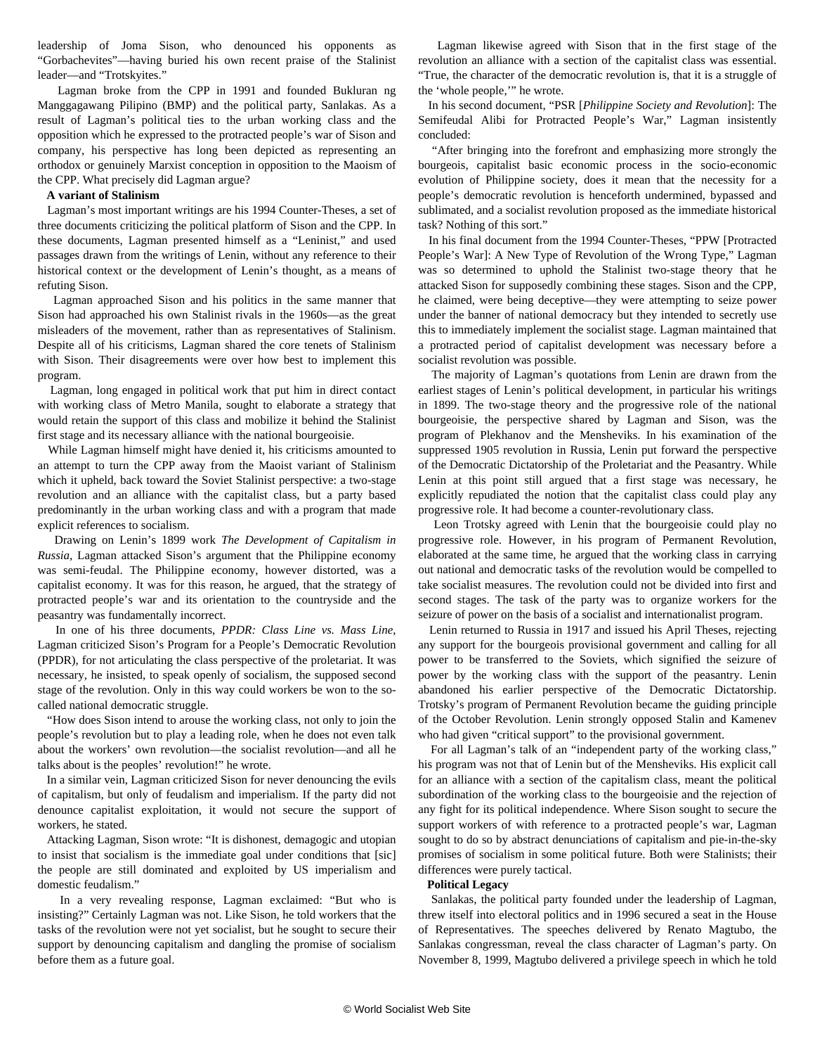leadership of Joma Sison, who denounced his opponents as "Gorbachevites"—having buried his own recent praise of the Stalinist leader—and "Trotskyites."

Lagman broke from the CPP in 1991 and founded Bukluran ng Manggagawang Pilipino (BMP) and the political party, Sanlakas. As a result of Lagman's political ties to the urban working class and the opposition which he expressed to the protracted people's war of Sison and company, his perspective has long been depicted as representing an orthodox or genuinely Marxist conception in opposition to the Maoism of the CPP. What precisely did Lagman argue?

**A variant of Stalinism**

Lagman's most important writings are his 1994 Counter-Theses, a set of three documents criticizing the political platform of Sison and the CPP. In these documents, Lagman presented himself as a "Leninist," and used passages drawn from the writings of Lenin, without any reference to their historical context or the development of Lenin's thought, as a means of refuting Sison.

Lagman approached Sison and his politics in the same manner that Sison had approached his own Stalinist rivals in the 1960s—as the great misleaders of the movement, rather than as representatives of Stalinism. Despite all of his criticisms, Lagman shared the core tenets of Stalinism with Sison. Their disagreements were over how best to implement this program.

Lagman, long engaged in political work that put him in direct contact with working class of Metro Manila, sought to elaborate a strategy that would retain the support of this class and mobilize it behind the Stalinist first stage and its necessary alliance with the national bourgeoisie.

While Lagman himself might have denied it, his criticisms amounted to an attempt to turn the CPP away from the Maoist variant of Stalinism which it upheld, back toward the Soviet Stalinist perspective: a two-stage revolution and an alliance with the capitalist class, but a party based predominantly in the urban working class and with a program that made explicit references to socialism.

Drawing on Lenin's 1899 work *The Development of Capitalism in Russia*, Lagman attacked Sison's argument that the Philippine economy was semi-feudal. The Philippine economy, however distorted, was a capitalist economy. It was for this reason, he argued, that the strategy of protracted people's war and its orientation to the countryside and the peasantry was fundamentally incorrect.

In one of his three documents, *PPDR: Class Line vs. Mass Line*, Lagman criticized Sison's Program for a People's Democratic Revolution (PPDR), for not articulating the class perspective of the proletariat. It was necessary, he insisted, to speak openly of socialism, the supposed second stage of the revolution. Only in this way could workers be won to the so-called national democratic struggle.

"How does Sison intend to arouse the working class, not only to join the people's revolution but to play a leading role, when he does not even talk about the workers' own revolution—the socialist revolution—and all he talks about is the peoples' revolution!" he wrote.

In a similar vein, Lagman criticized Sison for never denouncing the evils of capitalism, but only of feudalism and imperialism. If the party did not denounce capitalist exploitation, it would not secure the support of workers, he stated.

Attacking Lagman, Sison wrote: "It is dishonest, demagogic and utopian to insist that socialism is the immediate goal under conditions that [sic] the people are still dominated and exploited by US imperialism and domestic feudalism."

In a very revealing response, Lagman exclaimed: "But who is insisting?" Certainly Lagman was not. Like Sison, he told workers that the tasks of the revolution were not yet socialist, but he sought to secure their support by denouncing capitalism and dangling the promise of socialism before them as a future goal.

Lagman likewise agreed with Sison that in the first stage of the revolution an alliance with a section of the capitalist class was essential. "True, the character of the democratic revolution is, that it is a struggle of the 'whole people,'" he wrote.

In his second document, "PSR [*Philippine Society and Revolution*]: The Semifeudal Alibi for Protracted People's War," Lagman insistently concluded:

"After bringing into the forefront and emphasizing more strongly the bourgeois, capitalist basic economic process in the socio-economic evolution of Philippine society, does it mean that the necessity for a people's democratic revolution is henceforth undermined, bypassed and sublimated, and a socialist revolution proposed as the immediate historical task? Nothing of this sort."

In his final document from the 1994 Counter-Theses, "PPW [Protracted People's War]: A New Type of Revolution of the Wrong Type," Lagman was so determined to uphold the Stalinist two-stage theory that he attacked Sison for supposedly combining these stages. Sison and the CPP, he claimed, were being deceptive—they were attempting to seize power under the banner of national democracy but they intended to secretly use this to immediately implement the socialist stage. Lagman maintained that a protracted period of capitalist development was necessary before a socialist revolution was possible.

The majority of Lagman's quotations from Lenin are drawn from the earliest stages of Lenin's political development, in particular his writings in 1899. The two-stage theory and the progressive role of the national bourgeoisie, the perspective shared by Lagman and Sison, was the program of Plekhanov and the Mensheviks. In his examination of the suppressed 1905 revolution in Russia, Lenin put forward the perspective of the Democratic Dictatorship of the Proletariat and the Peasantry. While Lenin at this point still argued that a first stage was necessary, he explicitly repudiated the notion that the capitalist class could play any progressive role. It had become a counter-revolutionary class.

Leon Trotsky agreed with Lenin that the bourgeoisie could play no progressive role. However, in his program of Permanent Revolution, elaborated at the same time, he argued that the working class in carrying out national and democratic tasks of the revolution would be compelled to take socialist measures. The revolution could not be divided into first and second stages. The task of the party was to organize workers for the seizure of power on the basis of a socialist and internationalist program.

Lenin returned to Russia in 1917 and issued his April Theses, rejecting any support for the bourgeois provisional government and calling for all power to be transferred to the Soviets, which signified the seizure of power by the working class with the support of the peasantry. Lenin abandoned his earlier perspective of the Democratic Dictatorship. Trotsky's program of Permanent Revolution became the guiding principle of the October Revolution. Lenin strongly opposed Stalin and Kamenev who had given "critical support" to the provisional government.

For all Lagman's talk of an "independent party of the working class," his program was not that of Lenin but of the Mensheviks. His explicit call for an alliance with a section of the capitalism class, meant the political subordination of the working class to the bourgeoisie and the rejection of any fight for its political independence. Where Sison sought to secure the support workers of with reference to a protracted people's war, Lagman sought to do so by abstract denunciations of capitalism and pie-in-the-sky promises of socialism in some political future. Both were Stalinists; their differences were purely tactical.

**Political Legacy**

Sanlakas, the political party founded under the leadership of Lagman, threw itself into electoral politics and in 1996 secured a seat in the House of Representatives. The speeches delivered by Renato Magtubo, the Sanlakas congressman, reveal the class character of Lagman's party. On November 8, 1999, Magtubo delivered a privilege speech in which he told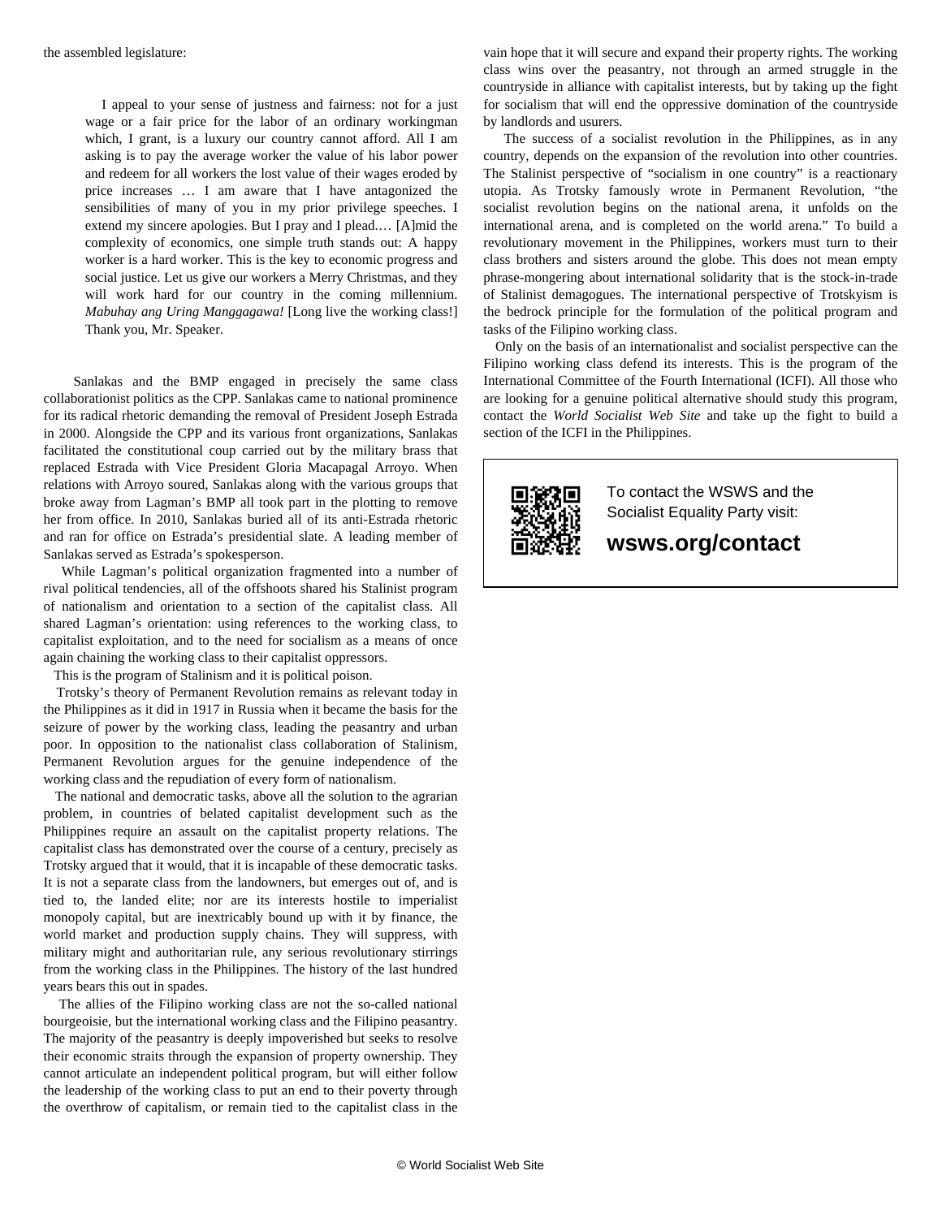the assembled legislature:

> I appeal to your sense of justness and fairness: not for a just wage or a fair price for the labor of an ordinary workingman which, I grant, is a luxury our country cannot afford. All I am asking is to pay the average worker the value of his labor power and redeem for all workers the lost value of their wages eroded by price increases … I am aware that I have antagonized the sensibilities of many of you in my prior privilege speeches. I extend my sincere apologies. But I pray and I plead.… [A]mid the complexity of economics, one simple truth stands out: A happy worker is a hard worker. This is the key to economic progress and social justice. Let us give our workers a Merry Christmas, and they will work hard for our country in the coming millennium. *Mabuhay ang Uring Manggagawa!* [Long live the working class!] Thank you, Mr. Speaker.

Sanlakas and the BMP engaged in precisely the same class collaborationist politics as the CPP. Sanlakas came to national prominence for its radical rhetoric demanding the removal of President Joseph Estrada in 2000. Alongside the CPP and its various front organizations, Sanlakas facilitated the constitutional coup carried out by the military brass that replaced Estrada with Vice President Gloria Macapagal Arroyo. When relations with Arroyo soured, Sanlakas along with the various groups that broke away from Lagman's BMP all took part in the plotting to remove her from office. In 2010, Sanlakas buried all of its anti-Estrada rhetoric and ran for office on Estrada's presidential slate. A leading member of Sanlakas served as Estrada's spokesperson.

While Lagman's political organization fragmented into a number of rival political tendencies, all of the offshoots shared his Stalinist program of nationalism and orientation to a section of the capitalist class. All shared Lagman's orientation: using references to the working class, to capitalist exploitation, and to the need for socialism as a means of once again chaining the working class to their capitalist oppressors.

This is the program of Stalinism and it is political poison.

Trotsky's theory of Permanent Revolution remains as relevant today in the Philippines as it did in 1917 in Russia when it became the basis for the seizure of power by the working class, leading the peasantry and urban poor. In opposition to the nationalist class collaboration of Stalinism, Permanent Revolution argues for the genuine independence of the working class and the repudiation of every form of nationalism.

The national and democratic tasks, above all the solution to the agrarian problem, in countries of belated capitalist development such as the Philippines require an assault on the capitalist property relations. The capitalist class has demonstrated over the course of a century, precisely as Trotsky argued that it would, that it is incapable of these democratic tasks. It is not a separate class from the landowners, but emerges out of, and is tied to, the landed elite; nor are its interests hostile to imperialist monopoly capital, but are inextricably bound up with it by finance, the world market and production supply chains. They will suppress, with military might and authoritarian rule, any serious revolutionary stirrings from the working class in the Philippines. The history of the last hundred years bears this out in spades.

The allies of the Filipino working class are not the so-called national bourgeoisie, but the international working class and the Filipino peasantry. The majority of the peasantry is deeply impoverished but seeks to resolve their economic straits through the expansion of property ownership. They cannot articulate an independent political program, but will either follow the leadership of the working class to put an end to their poverty through the overthrow of capitalism, or remain tied to the capitalist class in the vain hope that it will secure and expand their property rights. The working class wins over the peasantry, not through an armed struggle in the countryside in alliance with capitalist interests, but by taking up the fight for socialism that will end the oppressive domination of the countryside by landlords and usurers.

The success of a socialist revolution in the Philippines, as in any country, depends on the expansion of the revolution into other countries. The Stalinist perspective of "socialism in one country" is a reactionary utopia. As Trotsky famously wrote in Permanent Revolution, "the socialist revolution begins on the national arena, it unfolds on the international arena, and is completed on the world arena." To build a revolutionary movement in the Philippines, workers must turn to their class brothers and sisters around the globe. This does not mean empty phrase-mongering about international solidarity that is the stock-in-trade of Stalinist demagogues. The international perspective of Trotskyism is the bedrock principle for the formulation of the political program and tasks of the Filipino working class.

Only on the basis of an internationalist and socialist perspective can the Filipino working class defend its interests. This is the program of the International Committee of the Fourth International (ICFI). All those who are looking for a genuine political alternative should study this program, contact the *World Socialist Web Site* and take up the fight to build a section of the ICFI in the Philippines.

To contact the WSWS and the Socialist Equality Party visit:

**wsws.org/contact**